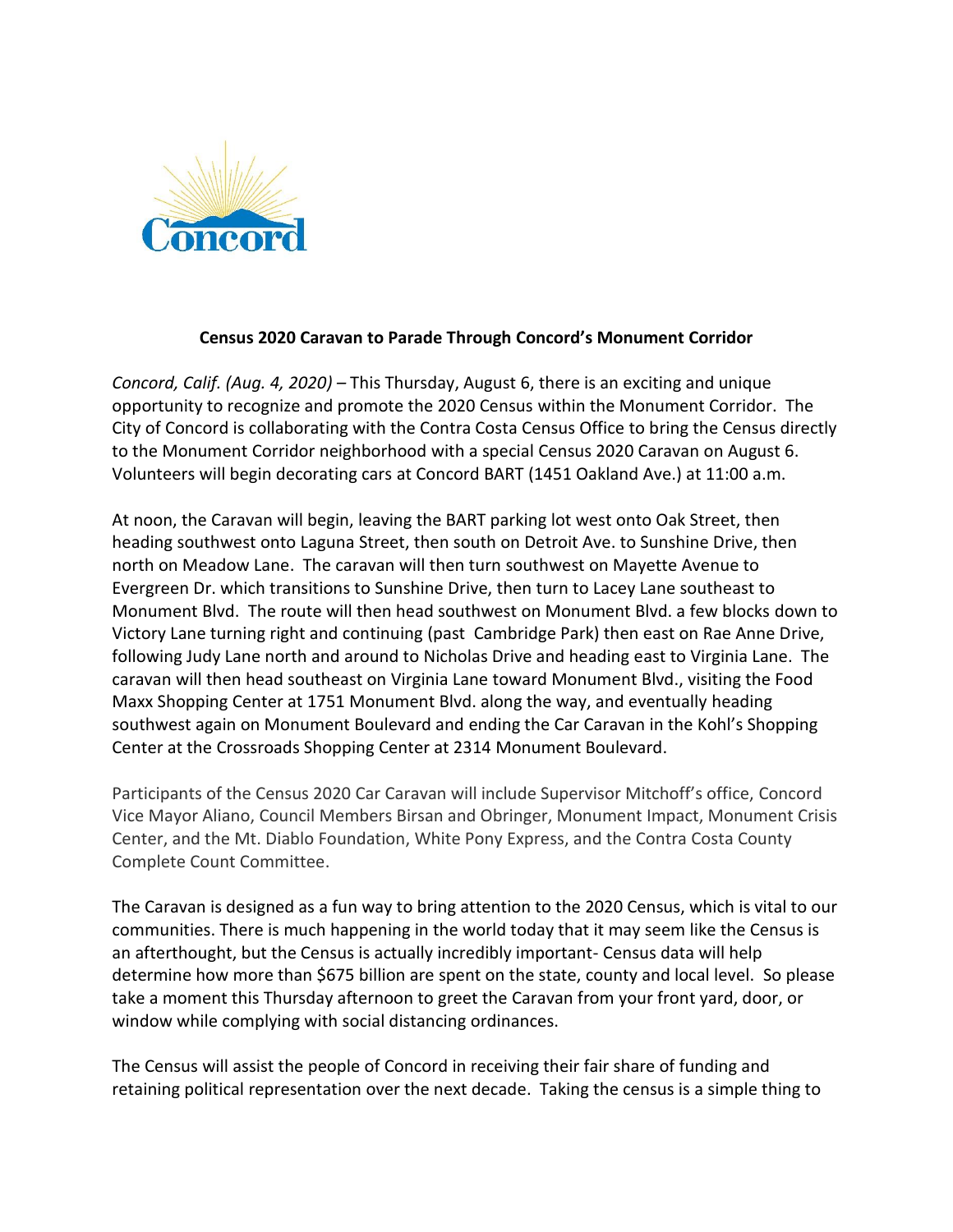**Census 2020 Caravan to Parade Through Concord's Monument Corridor**

*Concord, Calif. (Aug. 4, 2020)* – This Thursday, August 6, there is an exciting and unique opportunity to recognize and promote the 2020 Census within the Monument Corridor. The City of Concord is collaborating with the Contra Costa Census Office to bring the Census directly to the Monument Corridor neighborhood with a special Census 2020 Caravan on August 6. Volunteers will begin decorating cars at Concord BART (1451 Oakland Ave.) at 11:00 a.m.

At noon, the Caravan will begin, leaving the BART parking lot west onto Oak Street, then heading southwest onto Laguna Street, then south on Detroit Ave. to Sunshine Drive, then north on Meadow Lane. The caravan will then turn southwest on Mayette Avenue to Evergreen Dr. which transitions to Sunshine Drive, then turn to Lacey Lane southeast to Monument Blvd. The route will then head southwest on Monument Blvd. a few blocks down to Victory Lane turning right and continuing (past Cambridge Park) then east on Rae Anne Drive, following Judy Lane north and around to Nicholas Drive and heading east to Virginia Lane. The caravan will then head southeast on Virginia Lane toward Monument Blvd., visiting the Food Maxx Shopping Center at 1751 Monument Blvd. along the way, and eventually heading southwest again on Monument Boulevard and ending the Car Caravan in the Kohl's Shopping Center at the Crossroads Shopping Center at 2314 Monument Boulevard.

Participants of the Census 2020 Car Caravan will include Supervisor Mitchoff's office, Concord Vice Mayor Aliano, Council Members Birsan and Obringer, Monument Impact, Monument Crisis Center, and the Mt. Diablo Foundation, White Pony Express, and the Contra Costa County Complete Count Committee.

The Caravan is designed as a fun way to bring attention to the 2020 Census, which is vital to our communities. There is much happening in the world today that it may seem like the Census is an afterthought, but the Census is actually incredibly important- Census data will help determine how more than $675 billion are spent on the state, county and local level. So please take a moment this Thursday afternoon to greet the Caravan from your front yard, door, or window while complying with social distancing ordinances.

The Census will assist the people of Concord in receiving their fair share of funding and retaining political representation over the next decade. Taking the census is a simple thing to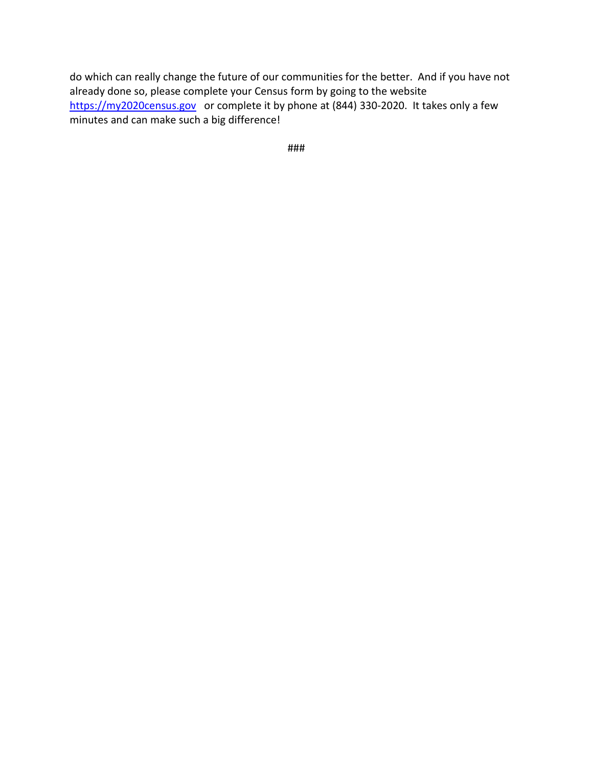do which can really change the future of our communities for the better. And if you have not already done so, please complete your Census form by going to the website https://my2020census.gov or complete it by phone at (844) 330-2020. It takes only a few minutes and can make such a big difference!

###